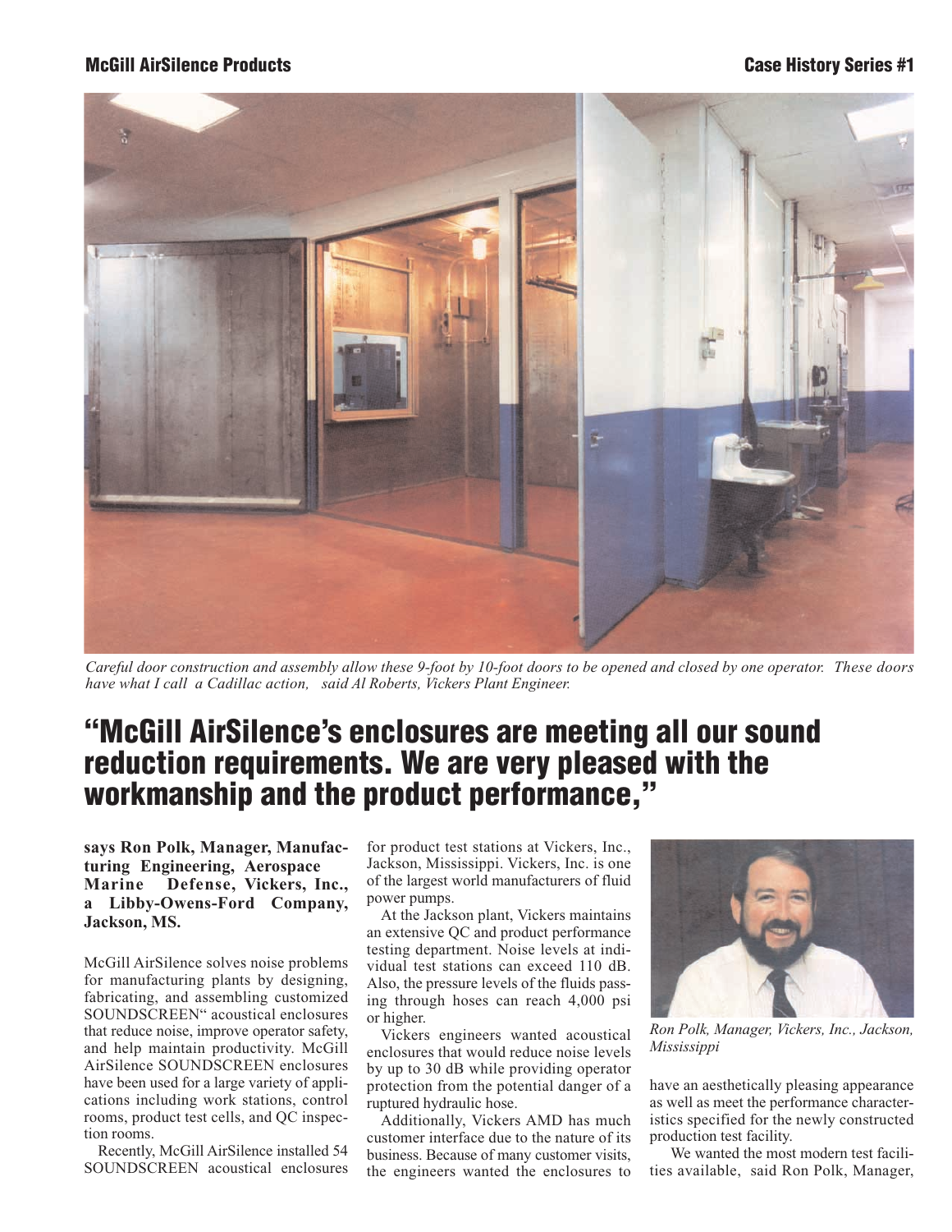McGill AirSilence Products

Case History Series #1

*Careful door construction and assembly allow these 9-foot by 10-foot doors to be opened and closed by one operator. These doors have what I call a Cadillac action, said Al Roberts, Vickers Plant Engineer.*

# "McGill AirSilence's enclosures are meeting all our sound reduction requirements. We are very pleased with the workmanship and the product performance,"

**says Ron Polk, Manager, Manufacturing Engineering, Aerospace Marine Defense, Vickers, Inc., a Libby-Owens-Ford Company, Jackson, MS.**

McGill AirSilence solves noise problems for manufacturing plants by designing, fabricating, and assembling customized SOUNDSCREEN" acoustical enclosures that reduce noise, improve operator safety, and help maintain productivity. McGill AirSilence SOUNDSCREEN enclosures have been used for a large variety of applications including work stations, control rooms, product test cells, and QC inspection rooms.

Recently, McGill AirSilence installed 54 SOUNDSCREEN acoustical enclosures for product test stations at Vickers, Inc., Jackson, Mississippi. Vickers, Inc. is one of the largest world manufacturers of fluid power pumps.

At the Jackson plant, Vickers maintains an extensive QC and product performance testing department. Noise levels at individual test stations can exceed 110 dB. Also, the pressure levels of the fluids passing through hoses can reach 4,000 psi or higher.

Vickers engineers wanted acoustical enclosures that would reduce noise levels by up to 30 dB while providing operator protection from the potential danger of a ruptured hydraulic hose.

Additionally, Vickers AMD has much customer interface due to the nature of its business. Because of many customer visits, the engineers wanted the enclosures to have an aesthetically pleasing appearance as well as meet the performance characteristics specified for the newly constructed production test facility.

*Ron Polk, Manager, Vickers, Inc., Jackson, Mississippi*

We wanted the most modern test facilities available, said Ron Polk, Manager,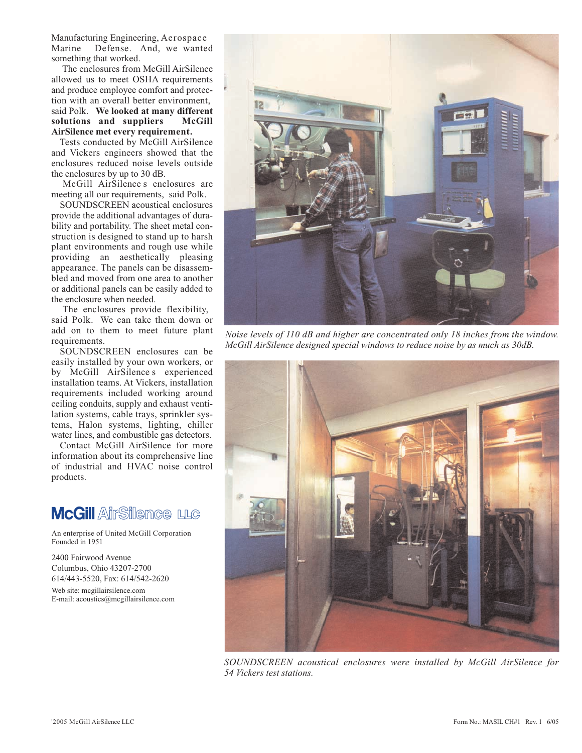Manufacturing Engineering, Aerospace Marine Defense. And, we wanted something that worked.

The enclosures from McGill AirSilence allowed us to meet OSHA requirements and produce employee comfort and protection with an overall better environment, said Polk. **We looked at many different solutions and suppliers McGill AirSilence met every requirement.**

Tests conducted by McGill AirSilence and Vickers engineers showed that the enclosures reduced noise levels outside the enclosures by up to 30 dB.

McGill AirSilence s enclosures are meeting all our requirements, said Polk.

SOUNDSCREEN acoustical enclosures provide the additional advantages of durability and portability. The sheet metal construction is designed to stand up to harsh plant environments and rough use while providing an aesthetically pleasing appearance. The panels can be disassembled and moved from one area to another or additional panels can be easily added to the enclosure when needed.

The enclosures provide flexibility, said Polk. We can take them down or add on to them to meet future plant requirements.

SOUNDSCREEN enclosures can be easily installed by your own workers, or by McGill AirSilence s experienced installation teams. At Vickers, installation requirements included working around ceiling conduits, supply and exhaust ventilation systems, cable trays, sprinkler systems, Halon systems, lighting, chiller water lines, and combustible gas detectors.

Contact McGill AirSilence for more information about its comprehensive line of industrial and HVAC noise control products.

*Noise levels of 110 dB and higher are concentrated only 18 inches from the window. McGill AirSilence designed special windows to reduce noise by as much as 30dB.*

*SOUNDSCREEN acoustical enclosures were installed by McGill AirSilence for 54 Vickers test stations.*

**McGill AirSilence LLC**

An enterprise of United McGill Corporation
Founded in 1951

2400 Fairwood Avenue
Columbus, Ohio 43207-2700
614/443-5520, Fax: 614/542-2620

Web site: mcgillairsilence.com
E-mail: acoustics@mcgillairsilence.com

'2005 McGill AirSilence LLC

Form No.: MASIL CH#1 Rev. 1 6/05